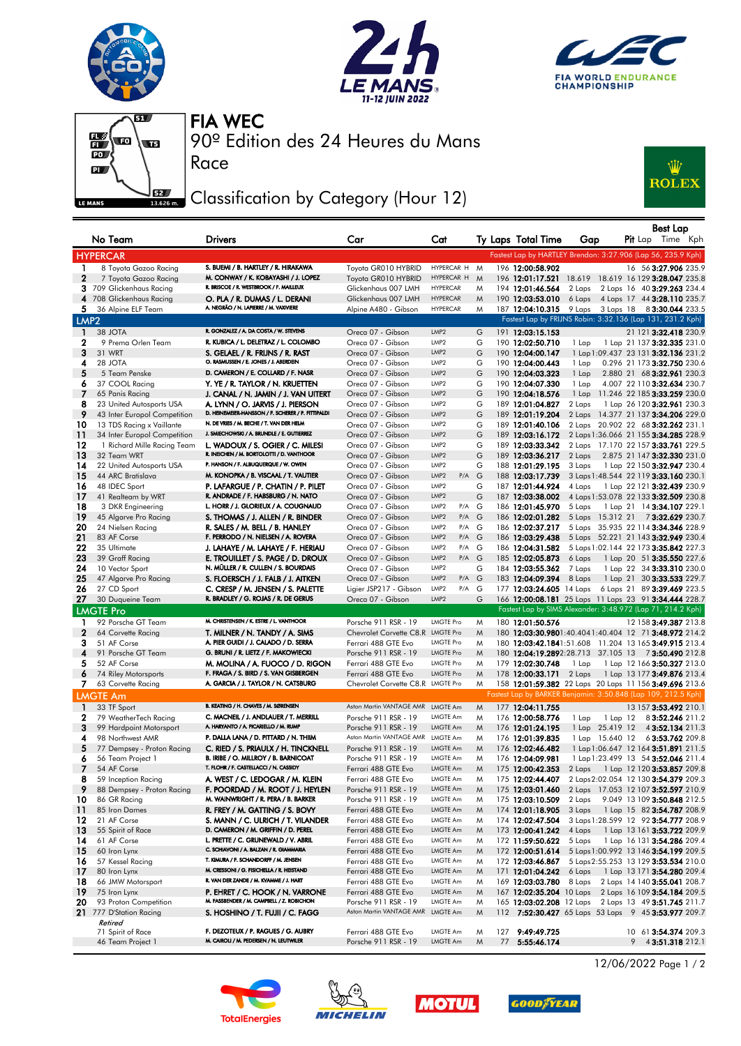# FIA WEC

90º Edition des 24 Heures du Mans

Race

## Classification by Category (Hour 12)

| No | Team | Drivers | Car | Cat | Ty | Laps | Total Time | Gap | | Pit | Best Lap Lap | Time | Kph |
|---|---|---|---|---|---|---|---|---|---|---|---|---|---|
| **HYPERCAR** | | | | | | | Fastest Lap by HARTLEY Brendon: 3:27.906 (Lap 56, 235.9 Kph) | | | | | | |
| 1 | 8 Toyota Gazoo Racing | S. BUEMI / B. HARTLEY / R. HIRAKAWA | Toyota GR010 HYBRID | HYPERCAR H | M | 196 | 12:00:58.902 | | | 16 | 56 | 3:27.906 | 235.9 |
| 2 | 7 Toyota Gazoo Racing | M. CONWAY / K. KOBAYASHI / J. LOPEZ | Toyota GR010 HYBRID | HYPERCAR H | M | 196 | 12:01:17.521 | 18.619 | 18.619 | 16 | 129 | 3:28.047 | 235.8 |
| 3 | 709 Glickenhaus Racing | R. BRISCOE / R. WESTBROOK / F. MAILLEUX | Glickenhaus 007 LMH | HYPERCAR | M | 194 | 12:01:46.564 | 2 Laps | 2 Laps | 16 | 40 | 3:29.263 | 234.4 |
| 4 | 708 Glickenhaus Racing | O. PLA / R. DUMAS / L. DERANI | Glickenhaus 007 LMH | HYPERCAR | M | 190 | 12:03:53.010 | 6 Laps | 4 Laps | 17 | 44 | 3:28.110 | 235.7 |
| 5 | 36 Alpine ELF Team | A. NEGRÃO / N. LAPIERRE / M. VAXIVIERE | Alpine A480 - Gibson | HYPERCAR | M | 187 | 12:04:10.315 | 9 Laps | 3 Laps | 18 | 8 | 3:30.044 | 233.5 |
| **LMP2** | | | | | | | Fastest Lap by FRIJNS Robin: 3:32.136 (Lap 131, 231.2 Kph) | | | | | | |
| 1 | 38 JOTA | R. GONZALEZ / A. DA COSTA / W. STEVENS | Oreca 07 - Gibson | LMP2 | G | 191 | 12:03:15.153 | | | 21 | 121 | 3:32.418 | 230.9 |
| 2 | 9 Prema Orlen Team | R. KUBICA / L. DELETRAZ / L. COLOMBO | Oreca 07 - Gibson | LMP2 | G | 190 | 12:02:50.710 | 1 Lap | 1 Lap | 21 | 137 | 3:32.335 | 231.0 |
| 3 | 31 WRT | S. GELAEL / R. FRIJNS / R. RAST | Oreca 07 - Gibson | LMP2 | G | 190 | 12:04:00.147 | 1 Lap | 1:09.437 | 23 | 131 | 3:32.136 | 231.2 |
| 4 | 28 JOTA | O. RASMUSSEN / E. JONES / J. ABERDEIN | Oreca 07 - Gibson | LMP2 | G | 190 | 12:04:00.443 | 1 Lap | 0.296 | 21 | 173 | 3:32.750 | 230.6 |
| 5 | 5 Team Penske | D. CAMERON / E. COLLARD / F. NASR | Oreca 07 - Gibson | LMP2 | G | 190 | 12:04:03.323 | 1 Lap | 2.880 | 21 | 68 | 3:32.961 | 230.3 |
| 6 | 37 COOL Racing | Y. YE / R. TAYLOR / N. KRUETTEN | Oreca 07 - Gibson | LMP2 | G | 190 | 12:04:07.330 | 1 Lap | 4.007 | 22 | 110 | 3:32.634 | 230.7 |
| 7 | 65 Panis Racing | J. CANAL / N. JAMIN / J. VAN UITERT | Oreca 07 - Gibson | LMP2 | G | 190 | 12:04:18.576 | 1 Lap | 11.246 | 22 | 185 | 3:33.259 | 230.0 |
| 8 | 23 United Autosports USA | A. LYNN / O. JARVIS / J. PIERSON | Oreca 07 - Gibson | LMP2 | G | 189 | 12:01:04.827 | 2 Laps | 1 Lap | 26 | 120 | 3:32.961 | 230.3 |
| 9 | 43 Inter Europol Competition | D. HEINEMEIER-HANSSON / F. SCHERER / P. FITTIPALDI | Oreca 07 - Gibson | LMP2 | G | 189 | 12:01:19.204 | 2 Laps | 14.377 | 21 | 137 | 3:34.206 | 229.0 |
| 10 | 13 TDS Racing x Vaillante | N. DE VRIES / M. BECHE / T. VAN DER HELM | Oreca 07 - Gibson | LMP2 | G | 189 | 12:01:40.106 | 2 Laps | 20.902 | 22 | 68 | 3:32.262 | 231.1 |
| 11 | 34 Inter Europol Competition | J. SMIECHOWSKI / A. BRUNDLE / E. GUTIERREZ | Oreca 07 - Gibson | LMP2 | G | 189 | 12:03:16.172 | 2 Laps | 1:36.066 | 21 | 155 | 3:34.285 | 228.9 |
| 12 | 1 Richard Mille Racing Team | L. WADOUX / S. OGIER / C. MILESI | Oreca 07 - Gibson | LMP2 | G | 189 | 12:03:33.342 | 2 Laps | 17.170 | 22 | 157 | 3:33.761 | 229.5 |
| 13 | 32 Team WRT | R. INEICHEN / M. BORTOLOTTI / D. VANTHOOR | Oreca 07 - Gibson | LMP2 | G | 189 | 12:03:36.217 | 2 Laps | 2.875 | 21 | 147 | 3:32.330 | 231.0 |
| 14 | 22 United Autosports USA | P. HANSON / F. ALBUQUERQUE / W. OWEN | Oreca 07 - Gibson | LMP2 | G | 188 | 12:01:29.195 | 3 Laps | 1 Lap | 22 | 150 | 3:32.947 | 230.4 |
| 15 | 44 ARC Bratislava | M. KONOPKA / B. VISCAAL / T. VAUTIER | Oreca 07 - Gibson | LMP2 P/A | G | 188 | 12:03:17.739 | 3 Laps | 1:48.544 | 22 | 119 | 3:33.160 | 230.1 |
| 16 | 48 IDEC Sport | P. LAFARGUE / P. CHATIN / P. PILET | Oreca 07 - Gibson | LMP2 | G | 187 | 12:01:44.924 | 4 Laps | 1 Lap | 22 | 121 | 3:32.439 | 230.9 |
| 17 | 41 Realteam by WRT | R. ANDRADE / F. HABSBURG / N. NATO | Oreca 07 - Gibson | LMP2 | G | 187 | 12:03:38.002 | 4 Laps | 1:53.078 | 22 | 133 | 3:32.509 | 230.8 |
| 18 | 3 DKR Engineering | L. HORR / J. GLORIEUX / A. COUGNAUD | Oreca 07 - Gibson | LMP2 P/A | G | 186 | 12:01:45.970 | 5 Laps | 1 Lap | 21 | 14 | 3:34.107 | 229.1 |
| 19 | 45 Algarve Pro Racing | S. THOMAS / J. ALLEN / R. BINDER | Oreca 07 - Gibson | LMP2 P/A | G | 186 | 12:02:01.282 | 5 Laps | 15.312 | 21 | 7 | 3:32.629 | 230.7 |
| 20 | 24 Nielsen Racing | R. SALES / M. BELL / B. HANLEY | Oreca 07 - Gibson | LMP2 P/A | G | 186 | 12:02:37.217 | 5 Laps | 35.935 | 22 | 114 | 3:34.346 | 228.9 |
| 21 | 83 AF Corse | F. PERRODO / N. NIELSEN / A. ROVERA | Oreca 07 - Gibson | LMP2 P/A | G | 186 | 12:03:29.438 | 5 Laps | 52.221 | 21 | 143 | 3:32.949 | 230.4 |
| 22 | 35 Ultimate | J. LAHAYE / M. LAHAYE / F. HERIAU | Oreca 07 - Gibson | LMP2 P/A | G | 186 | 12:04:31.582 | 5 Laps | 1:02.144 | 22 | 173 | 3:35.842 | 227.3 |
| 23 | 39 Graff Racing | E. TROUILLET / S. PAGE / D. DROUX | Oreca 07 - Gibson | LMP2 P/A | G | 185 | 12:02:05.873 | 6 Laps | 1 Lap | 20 | 51 | 3:35.550 | 227.6 |
| 24 | 10 Vector Sport | N. MÜLLER / R. CULLEN / S. BOURDAIS | Oreca 07 - Gibson | LMP2 | G | 184 | 12:03:55.362 | 7 Laps | 1 Lap | 22 | 34 | 3:33.310 | 230.0 |
| 25 | 47 Algarve Pro Racing | S. FLOERSCH / J. FALB / J. AITKEN | Oreca 07 - Gibson | LMP2 P/A | G | 183 | 12:04:09.394 | 8 Laps | 1 Lap | 21 | 30 | 3:33.533 | 229.7 |
| 26 | 27 CD Sport | C. CRESP / M. JENSEN / S. PALETTE | Ligier JSP217 - Gibson | LMP2 P/A | G | 177 | 12:03:24.605 | 14 Laps | 6 Laps | 21 | 89 | 3:39.469 | 223.5 |
| 27 | 30 Duqueine Team | R. BRADLEY / G. ROJAS / R. DE GERUS | Oreca 07 - Gibson | LMP2 | G | 166 | 12:00:08.181 | 25 Laps | 11 Laps | 23 | 91 | 3:34.444 | 228.7 |
| **LMGTE Pro** | | | | | | | Fastest Lap by SIMS Alexander: 3:48.972 (Lap 71, 214.2 Kph) | | | | | | |
| 1 | 92 Porsche GT Team | M. CHRISTENSEN / K. ESTRE / L. VANTHOOR | Porsche 911 RSR - 19 | LMGTE Pro | M | 180 | 12:01:50.576 | | | 12 | 158 | 3:49.387 | 213.8 |
| 2 | 64 Corvette Racing | T. MILNER / N. TANDY / A. SIMS | Chevrolet Corvette C8.R | LMGTE Pro | M | 180 | 12:03:30.980 | 1:40.404 | 1:40.404 | 12 | 71 | 3:48.972 | 214.2 |
| 3 | 51 AF Corse | A. PIER GUIDI / J. CALADO / D. SERRA | Ferrari 488 GTE Evo | LMGTE Pro | M | 180 | 12:03:42.184 | 1:51.608 | 11.204 | 13 | 165 | 3:49.915 | 213.4 |
| 4 | 91 Porsche GT Team | G. BRUNI / R. LIETZ / F. MAKOWIECKI | Porsche 911 RSR - 19 | LMGTE Pro | M | 180 | 12:04:19.289 | 2:28.713 | 37.105 | 13 | 7 | 3:50.490 | 212.8 |
| 5 | 52 AF Corse | M. MOLINA / A. FUOCO / D. RIGON | Ferrari 488 GTE Evo | LMGTE Pro | M | 179 | 12:02:30.748 | 1 Lap | 1 Lap | 12 | 166 | 3:50.327 | 213.0 |
| 6 | 74 Riley Motorsports | F. FRAGA / S. BIRD / S. VAN GISBERGEN | Ferrari 488 GTE Evo | LMGTE Pro | M | 178 | 12:00:33.171 | 2 Laps | 1 Lap | 13 | 177 | 3:49.876 | 213.4 |
| 7 | 63 Corvette Racing | A. GARCIA / J. TAYLOR / N. CATSBURG | Chevrolet Corvette C8.R | LMGTE Pro | M | 158 | 12:01:59.382 | 22 Laps | 20 Laps | 11 | 156 | 3:49.696 | 213.6 |
| **LMGTE Am** | | | | | | | Fastest Lap by BARKER Benjamin: 3:50.848 (Lap 109, 212.5 Kph) | | | | | | |
| 1 | 33 TF Sport | B. KEATING / H. CHAVES / M. SØRENSEN | Aston Martin VANTAGE AMR | LMGTE Am | M | 177 | 12:04:11.755 | | | 13 | 157 | 3:53.492 | 210.1 |
| 2 | 79 WeatherTech Racing | C. MACNEIL / J. ANDLAUER / T. MERRILL | Porsche 911 RSR - 19 | LMGTE Am | M | 176 | 12:00:58.776 | 1 Lap | 1 Lap | 12 | 8 | 3:52.246 | 211.2 |
| 3 | 99 Hardpoint Motorsport | A. HARYANTO / A. PICARIELLO / M. RUMP | Porsche 911 RSR - 19 | LMGTE Am | M | 176 | 12:01:24.195 | 1 Lap | 25.419 | 12 | 4 | 3:52.134 | 211.3 |
| 4 | 98 Northwest AMR | P. DALLA LANA / D. PITTARD / N. THIIM | Aston Martin VANTAGE AMR | LMGTE Am | M | 176 | 12:01:39.835 | 1 Lap | 15.640 | 12 | 6 | 3:53.762 | 209.8 |
| 5 | 77 Dempsey - Proton Racing | C. RIED / S. PRIAULX / H. TINCKNELL | Porsche 911 RSR - 19 | LMGTE Am | M | 176 | 12:02:46.482 | 1 Lap | 1:06.647 | 12 | 164 | 3:51.891 | 211.5 |
| 6 | 56 Team Project 1 | B. IRIBE / O. MILLROY / B. BARNICOAT | Porsche 911 RSR - 19 | LMGTE Am | M | 176 | 12:04:09.981 | 1 Lap | 1:23.499 | 13 | 54 | 3:52.046 | 211.4 |
| 7 | 54 AF Corse | T. FLOHR / F. CASTELLACCI / N. CASSIDY | Ferrari 488 GTE Evo | LMGTE Am | M | 175 | 12:00:42.353 | 2 Laps | 1 Lap | 12 | 120 | 3:53.857 | 209.8 |
| 8 | 59 Inception Racing | A. WEST / C. LEDOGAR / M. KLEIN | Ferrari 488 GTE Evo | LMGTE Am | M | 175 | 12:02:44.407 | 2 Laps | 2:02.054 | 12 | 130 | 3:54.379 | 209.3 |
| 9 | 88 Dempsey - Proton Racing | F. POORDAD / M. ROOT / J. HEYLEN | Porsche 911 RSR - 19 | LMGTE Am | M | 175 | 12:03:01.460 | 2 Laps | 17.053 | 12 | 170 | 3:52.597 | 210.9 |
| 10 | 86 GR Racing | M. WAINWRIGHT / R. PERA / B. BARKER | Porsche 911 RSR - 19 | LMGTE Am | M | 175 | 12:03:10.509 | 2 Laps | 9.049 | 13 | 109 | 3:50.848 | 212.5 |
| 11 | 85 Iron Dames | R. FREY / M. GATTING / S. BOVY | Ferrari 488 GTE Evo | LMGTE Am | M | 174 | 12:01:18.905 | 3 Laps | 1 Lap | 15 | 82 | 3:54.787 | 208.9 |
| 12 | 21 AF Corse | S. MANN / C. ULRICH / T. VILANDER | Ferrari 488 GTE Evo | LMGTE Am | M | 174 | 12:02:47.504 | 3 Laps | 1:28.599 | 12 | 92 | 3:54.777 | 208.9 |
| 13 | 55 Spirit of Race | D. CAMERON / M. GRIFFIN / D. PEREL | Ferrari 488 GTE Evo | LMGTE Am | M | 173 | 12:00:41.242 | 4 Laps | 1 Lap | 13 | 161 | 3:53.722 | 209.9 |
| 14 | 61 AF Corse | L. PRETTE / C. GRUNEWALD / V. ABRIL | Ferrari 488 GTE Evo | LMGTE Am | M | 172 | 11:59:50.622 | 5 Laps | 1 Lap | 16 | 131 | 3:54.286 | 209.4 |
| 15 | 60 Iron Lynx | C. SCHIAVONI / A. BALZAN / R. GIAMMARIA | Ferrari 488 GTE Evo | LMGTE Am | M | 172 | 12:00:51.614 | 5 Laps | 1:00.992 | 13 | 146 | 3:54.199 | 209.5 |
| 16 | 57 Kessel Racing | T. KIMURA / F. SCHANDORFF / M. JENSEN | Ferrari 488 GTE Evo | LMGTE Am | M | 172 | 12:03:46.867 | 5 Laps | 2:55.253 | 13 | 129 | 3:53.534 | 210.0 |
| 17 | 80 Iron Lynx | M. CRESSONI / G. FISICHELLA / R. HEISTAND | Ferrari 488 GTE Evo | LMGTE Am | M | 171 | 12:01:04.242 | 6 Laps | 1 Lap | 13 | 171 | 3:54.280 | 209.4 |
| 18 | 66 JMW Motorsport | R. VAN DER ZANDE / M. KVAMME / J. HART | Ferrari 488 GTE Evo | LMGTE Am | M | 169 | 12:03:03.780 | 8 Laps | 2 Laps | 14 | 140 | 3:55.041 | 208.7 |
| 19 | 75 Iron Lynx | P. EHRET / C. HOOK / N. VARRONE | Ferrari 488 GTE Evo | LMGTE Am | M | 167 | 12:02:35.204 | 10 Laps | 2 Laps | 16 | 109 | 3:54.184 | 209.5 |
| 20 | 93 Proton Competition | M. FASSBENDER / M. CAMPBELL / Z. ROBICHON | Porsche 911 RSR - 19 | LMGTE Am | M | 165 | 12:03:02.208 | 12 Laps | 2 Laps | 13 | 49 | 3:51.745 | 211.7 |
| 21 | 777 D'Station Racing | S. HOSHINO / T. FUJII / C. FAGG | Aston Martin VANTAGE AMR | LMGTE Am | M | 112 | 7:52:30.427 | 65 Laps | 53 Laps | 9 | 45 | 3:53.977 | 209.7 |
| *Retired* | | | | | | | | | | | | | |
| | 71 Spirit of Race | F. DEZOTEUX / P. RAGUES / G. AUBRY | Ferrari 488 GTE Evo | LMGTE Am | M | 127 | 9:49:49.725 | | | 10 | 61 | 3:54.374 | 209.3 |
| | 46 Team Project 1 | M. CAIROLI / M. PEDERSEN / N. LEUTWILER | Porsche 911 RSR - 19 | LMGTE Am | M | 77 | 5:55:46.174 | | | 9 | 4 | 3:51.318 | 212.1 |

12/06/2022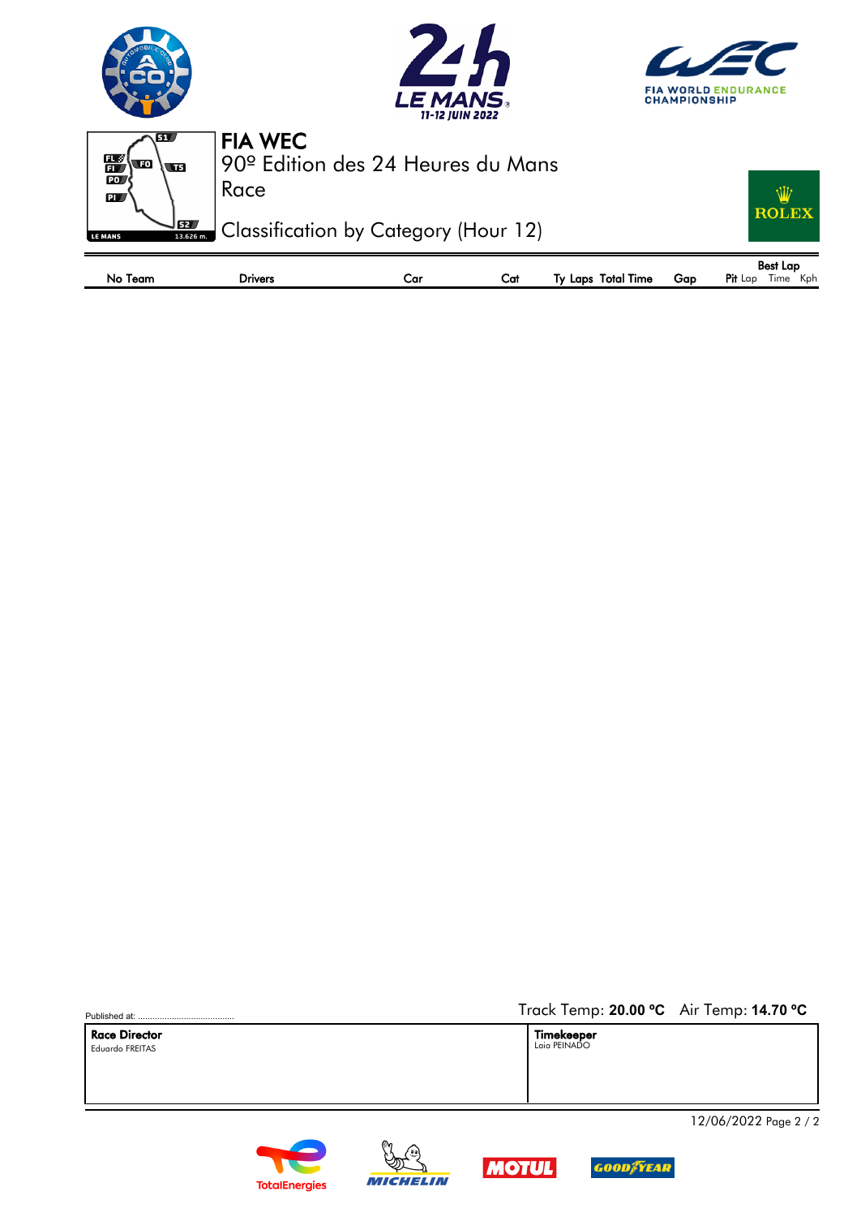# FIA WEC

90º Edition des 24 Heures du Mans

Race

Classification by Category (Hour 12)

| No | Team | Drivers | Car | Cat | Ty | Laps | Total Time | Gap | Pit | Best Lap Lap | Best Lap Time | Best Lap Kph |
|---|---|---|---|---|---|---|---|---|---|---|---|---|

Published at: ........................................

Track Temp: **20.00 ºC** Air Temp: **14.70 ºC**

| **Race Director** | **Timekeeper** |
|---|---|
| Eduardo FREITAS | Laia PEINADO |

12/06/2022